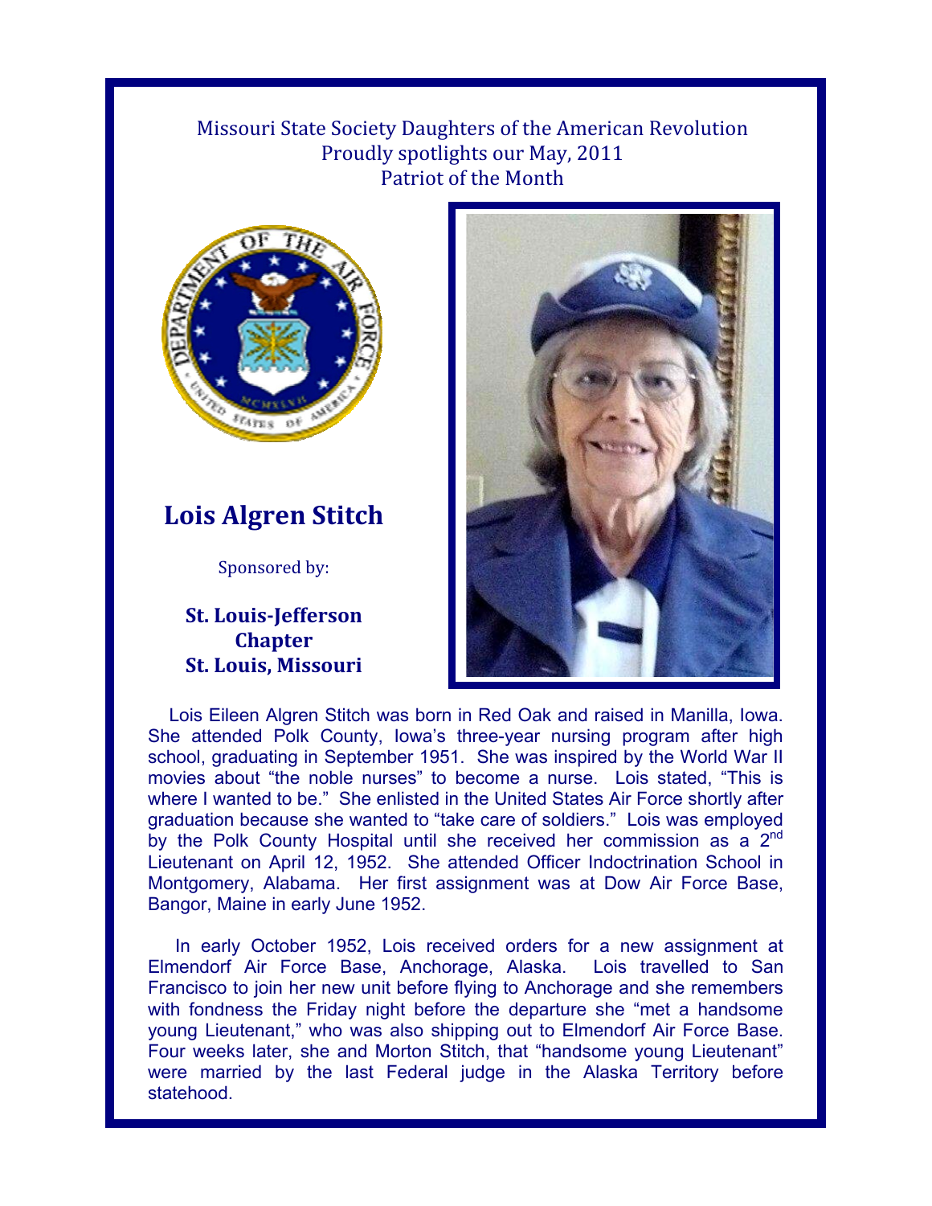Missouri State Society Daughters of the American Revolution
Proudly spotlights our May, 2011
Patriot of the Month

# Lois Algren Stitch

Sponsored by:

**St. Louis-Jefferson Chapter**
**St. Louis, Missouri**

Lois Eileen Algren Stitch was born in Red Oak and raised in Manilla, Iowa. She attended Polk County, Iowa's three-year nursing program after high school, graduating in September 1951. She was inspired by the World War II movies about "the noble nurses" to become a nurse. Lois stated, "This is where I wanted to be." She enlisted in the United States Air Force shortly after graduation because she wanted to "take care of soldiers." Lois was employed by the Polk County Hospital until she received her commission as a 2nd Lieutenant on April 12, 1952. She attended Officer Indoctrination School in Montgomery, Alabama. Her first assignment was at Dow Air Force Base, Bangor, Maine in early June 1952.

In early October 1952, Lois received orders for a new assignment at Elmendorf Air Force Base, Anchorage, Alaska. Lois travelled to San Francisco to join her new unit before flying to Anchorage and she remembers with fondness the Friday night before the departure she "met a handsome young Lieutenant," who was also shipping out to Elmendorf Air Force Base. Four weeks later, she and Morton Stitch, that "handsome young Lieutenant" were married by the last Federal judge in the Alaska Territory before statehood.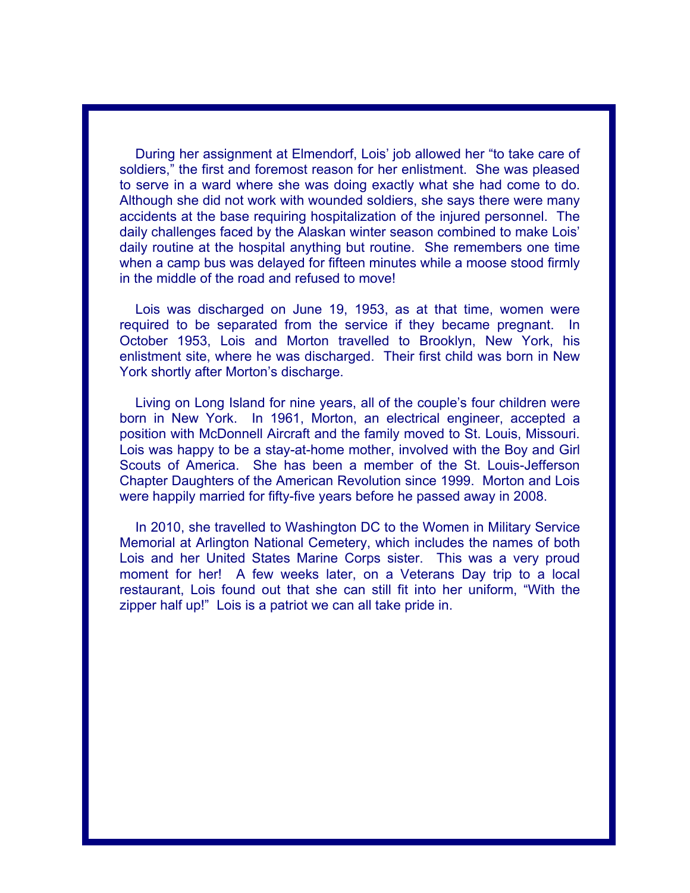During her assignment at Elmendorf, Lois' job allowed her "to take care of soldiers," the first and foremost reason for her enlistment. She was pleased to serve in a ward where she was doing exactly what she had come to do. Although she did not work with wounded soldiers, she says there were many accidents at the base requiring hospitalization of the injured personnel. The daily challenges faced by the Alaskan winter season combined to make Lois' daily routine at the hospital anything but routine. She remembers one time when a camp bus was delayed for fifteen minutes while a moose stood firmly in the middle of the road and refused to move!

Lois was discharged on June 19, 1953, as at that time, women were required to be separated from the service if they became pregnant. In October 1953, Lois and Morton travelled to Brooklyn, New York, his enlistment site, where he was discharged. Their first child was born in New York shortly after Morton's discharge.

Living on Long Island for nine years, all of the couple's four children were born in New York. In 1961, Morton, an electrical engineer, accepted a position with McDonnell Aircraft and the family moved to St. Louis, Missouri. Lois was happy to be a stay-at-home mother, involved with the Boy and Girl Scouts of America. She has been a member of the St. Louis-Jefferson Chapter Daughters of the American Revolution since 1999. Morton and Lois were happily married for fifty-five years before he passed away in 2008.

In 2010, she travelled to Washington DC to the Women in Military Service Memorial at Arlington National Cemetery, which includes the names of both Lois and her United States Marine Corps sister. This was a very proud moment for her! A few weeks later, on a Veterans Day trip to a local restaurant, Lois found out that she can still fit into her uniform, "With the zipper half up!" Lois is a patriot we can all take pride in.